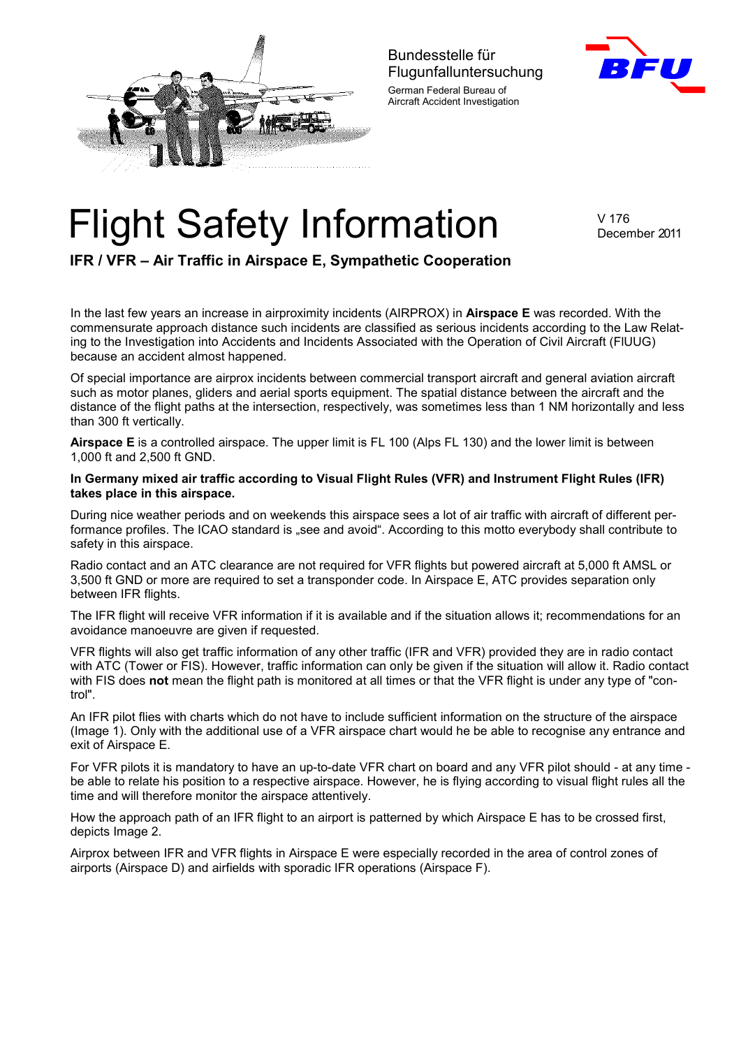Bundesstelle für Flugunfalluntersuchung

German Federal Bureau of Aircraft Accident Investigation

# Flight Safety Information

V 176
December 2011

## IFR / VFR – Air Traffic in Airspace E, Sympathetic Cooperation

In the last few years an increase in airproximity incidents (AIRPROX) in **Airspace E** was recorded. With the commensurate approach distance such incidents are classified as serious incidents according to the Law Relating to the Investigation into Accidents and Incidents Associated with the Operation of Civil Aircraft (FlUUG) because an accident almost happened.

Of special importance are airprox incidents between commercial transport aircraft and general aviation aircraft such as motor planes, gliders and aerial sports equipment. The spatial distance between the aircraft and the distance of the flight paths at the intersection, respectively, was sometimes less than 1 NM horizontally and less than 300 ft vertically.

**Airspace E** is a controlled airspace. The upper limit is FL 100 (Alps FL 130) and the lower limit is between 1,000 ft and 2,500 ft GND.

**In Germany mixed air traffic according to Visual Flight Rules (VFR) and Instrument Flight Rules (IFR) takes place in this airspace.**

During nice weather periods and on weekends this airspace sees a lot of air traffic with aircraft of different performance profiles. The ICAO standard is „see and avoid". According to this motto everybody shall contribute to safety in this airspace.

Radio contact and an ATC clearance are not required for VFR flights but powered aircraft at 5,000 ft AMSL or 3,500 ft GND or more are required to set a transponder code. In Airspace E, ATC provides separation only between IFR flights.

The IFR flight will receive VFR information if it is available and if the situation allows it; recommendations for an avoidance manoeuvre are given if requested.

VFR flights will also get traffic information of any other traffic (IFR and VFR) provided they are in radio contact with ATC (Tower or FIS). However, traffic information can only be given if the situation will allow it. Radio contact with FIS does **not** mean the flight path is monitored at all times or that the VFR flight is under any type of "control".

An IFR pilot flies with charts which do not have to include sufficient information on the structure of the airspace (Image 1). Only with the additional use of a VFR airspace chart would he be able to recognise any entrance and exit of Airspace E.

For VFR pilots it is mandatory to have an up-to-date VFR chart on board and any VFR pilot should - at any time - be able to relate his position to a respective airspace. However, he is flying according to visual flight rules all the time and will therefore monitor the airspace attentively.

How the approach path of an IFR flight to an airport is patterned by which Airspace E has to be crossed first, depicts Image 2.

Airprox between IFR and VFR flights in Airspace E were especially recorded in the area of control zones of airports (Airspace D) and airfields with sporadic IFR operations (Airspace F).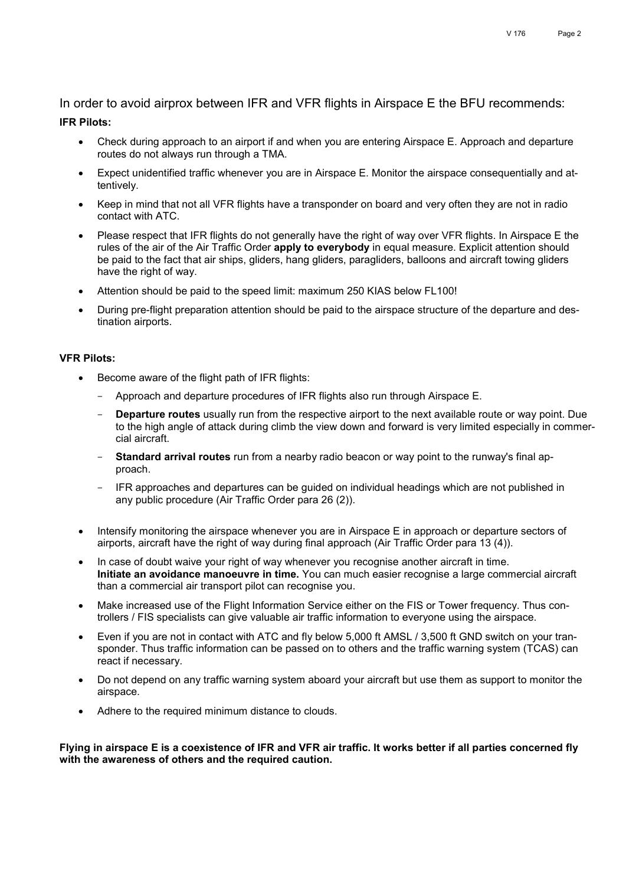In order to avoid airprox between IFR and VFR flights in Airspace E the BFU recommends:

**IFR Pilots:**

- Check during approach to an airport if and when you are entering Airspace E. Approach and departure routes do not always run through a TMA.
- Expect unidentified traffic whenever you are in Airspace E. Monitor the airspace consequentially and attentively.
- Keep in mind that not all VFR flights have a transponder on board and very often they are not in radio contact with ATC.
- Please respect that IFR flights do not generally have the right of way over VFR flights. In Airspace E the rules of the air of the Air Traffic Order **apply to everybody** in equal measure. Explicit attention should be paid to the fact that air ships, gliders, hang gliders, paragliders, balloons and aircraft towing gliders have the right of way.
- Attention should be paid to the speed limit: maximum 250 KIAS below FL100!
- During pre-flight preparation attention should be paid to the airspace structure of the departure and destination airports.

**VFR Pilots:**

- Become aware of the flight path of IFR flights:
  - Approach and departure procedures of IFR flights also run through Airspace E.
  - **Departure routes** usually run from the respective airport to the next available route or way point. Due to the high angle of attack during climb the view down and forward is very limited especially in commercial aircraft.
  - **Standard arrival routes** run from a nearby radio beacon or way point to the runway's final approach.
  - IFR approaches and departures can be guided on individual headings which are not published in any public procedure (Air Traffic Order para 26 (2)).
- Intensify monitoring the airspace whenever you are in Airspace E in approach or departure sectors of airports, aircraft have the right of way during final approach (Air Traffic Order para 13 (4)).
- In case of doubt waive your right of way whenever you recognise another aircraft in time. **Initiate an avoidance manoeuvre in time.** You can much easier recognise a large commercial aircraft than a commercial air transport pilot can recognise you.
- Make increased use of the Flight Information Service either on the FIS or Tower frequency. Thus controllers / FIS specialists can give valuable air traffic information to everyone using the airspace.
- Even if you are not in contact with ATC and fly below 5,000 ft AMSL / 3,500 ft GND switch on your transponder. Thus traffic information can be passed on to others and the traffic warning system (TCAS) can react if necessary.
- Do not depend on any traffic warning system aboard your aircraft but use them as support to monitor the airspace.
- Adhere to the required minimum distance to clouds.

**Flying in airspace E is a coexistence of IFR and VFR air traffic. It works better if all parties concerned fly with the awareness of others and the required caution.**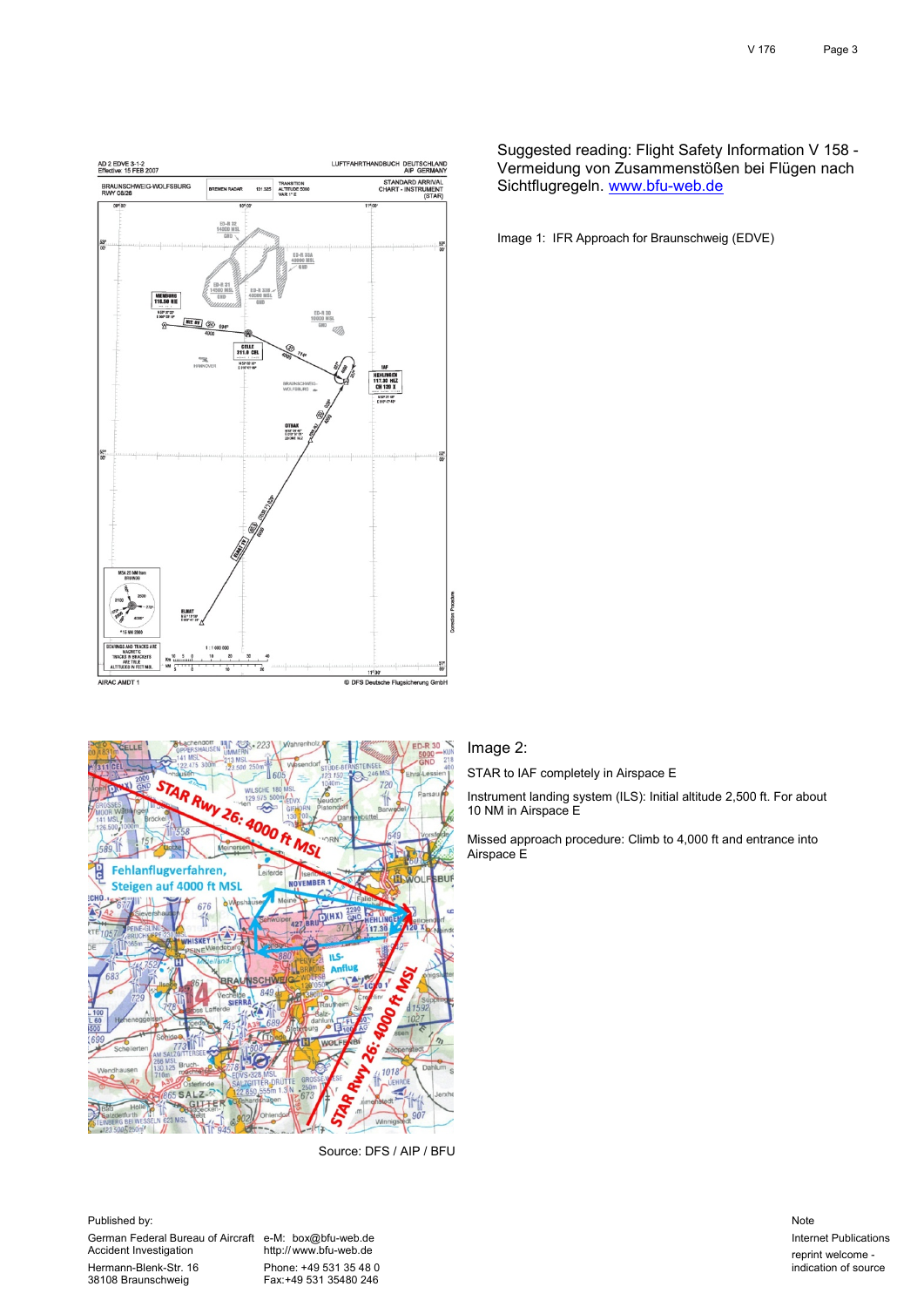Suggested reading: Flight Safety Information V 158 - Vermeidung von Zusammenstößen bei Flügen nach Sichtflugregeln. www.bfu-web.de

Image 1: IFR Approach for Braunschweig (EDVE)

Image 2:

STAR to IAF completely in Airspace E

Instrument landing system (ILS): Initial altitude 2,500 ft. For about 10 NM in Airspace E

Missed approach procedure: Climb to 4,000 ft and entrance into Airspace E

Source: DFS / AIP / BFU

Published by:

German Federal Bureau of Aircraft Accident Investigation

Hermann-Blenk-Str. 16
38108 Braunschweig

e-M: box@bfu-web.de
http://www.bfu-web.de

Phone: +49 531 35 48 0
Fax:+49 531 35480 246

Note

Internet Publications

reprint welcome - indication of source